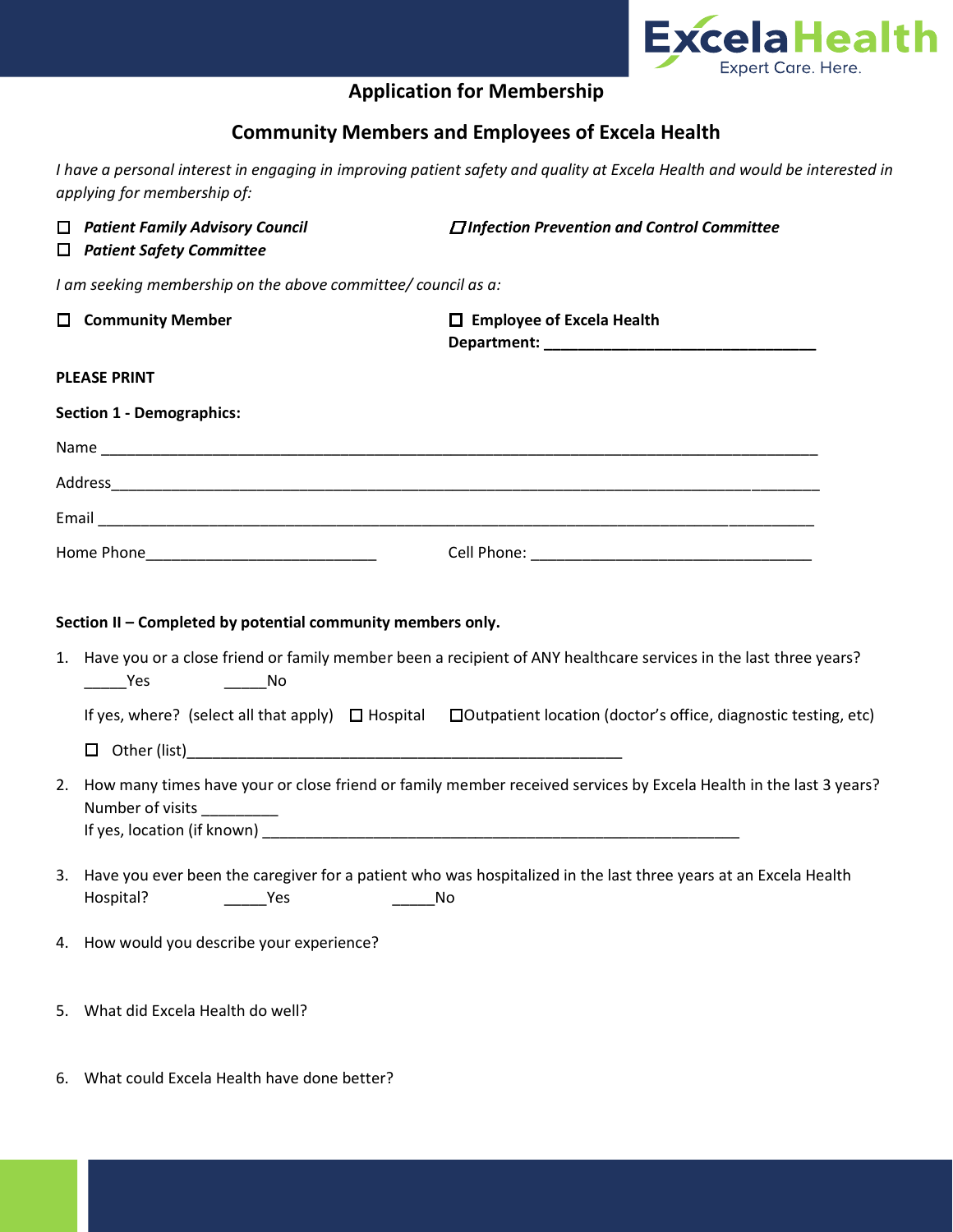## Application for Membership

## Community Members and Employees of Excela Health

*I have a personal interest in engaging in improving patient safety and quality at Excela Health and would be interested in applying for membership of:*

☐ ***Patient Family Advisory Council***

☐ ***Infection Prevention and Control Committee***

☐ ***Patient Safety Committee***

*I am seeking membership on the above committee/ council as a:*

☐ **Community Member**

☐ **Employee of Excela Health**
**Department: ________________________________**

**PLEASE PRINT**

**Section 1 - Demographics:**

Name ____________________________________________________________________________________

Address___________________________________________________________________________________

Email ____________________________________________________________________________________

Home Phone___________________________ Cell Phone: _________________________________

**Section II – Completed by potential community members only.**

1. Have you or a close friend or family member been a recipient of ANY healthcare services in the last three years?
   _____Yes _____No

   If yes, where? (select all that apply) ☐ Hospital ☐Outpatient location (doctor's office, diagnostic testing, etc)

   ☐ Other (list)______________________________________________________

2. How many times have your or close friend or family member received services by Excela Health in the last 3 years?
   Number of visits _________
   If yes, location (if known) ___________________________________________________________

3. Have you ever been the caregiver for a patient who was hospitalized in the last three years at an Excela Health Hospital? _____Yes _____No

4. How would you describe your experience?

5. What did Excela Health do well?

6. What could Excela Health have done better?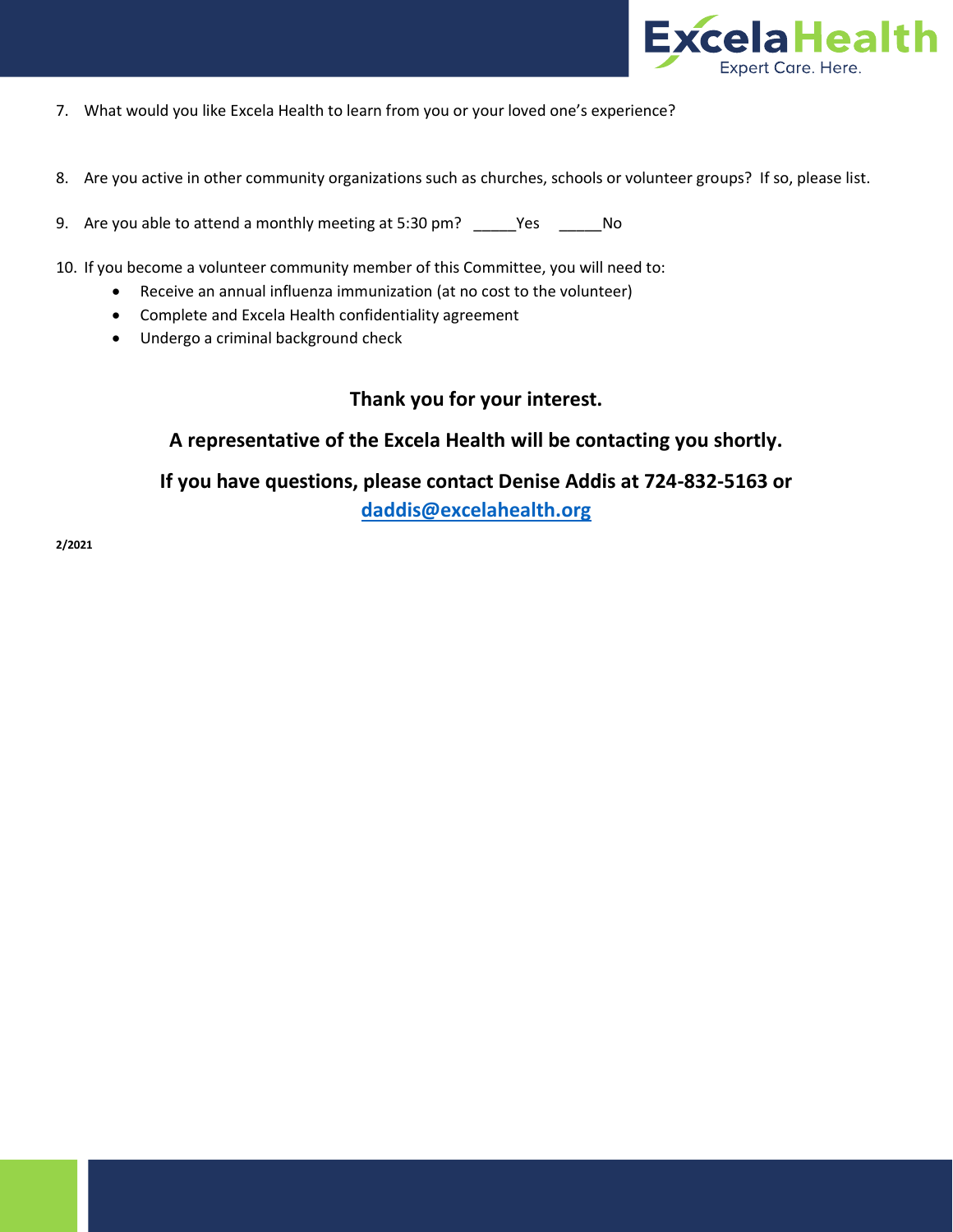7. What would you like Excela Health to learn from you or your loved one's experience?

8. Are you active in other community organizations such as churches, schools or volunteer groups? If so, please list.

9. Are you able to attend a monthly meeting at 5:30 pm? _____Yes _____No

10. If you become a volunteer community member of this Committee, you will need to:
    - Receive an annual influenza immunization (at no cost to the volunteer)
    - Complete and Excela Health confidentiality agreement
    - Undergo a criminal background check

**Thank you for your interest.**

**A representative of the Excela Health will be contacting you shortly.**

**If you have questions, please contact Denise Addis at 724-832-5163 or daddis@excelahealth.org**

**2/2021**